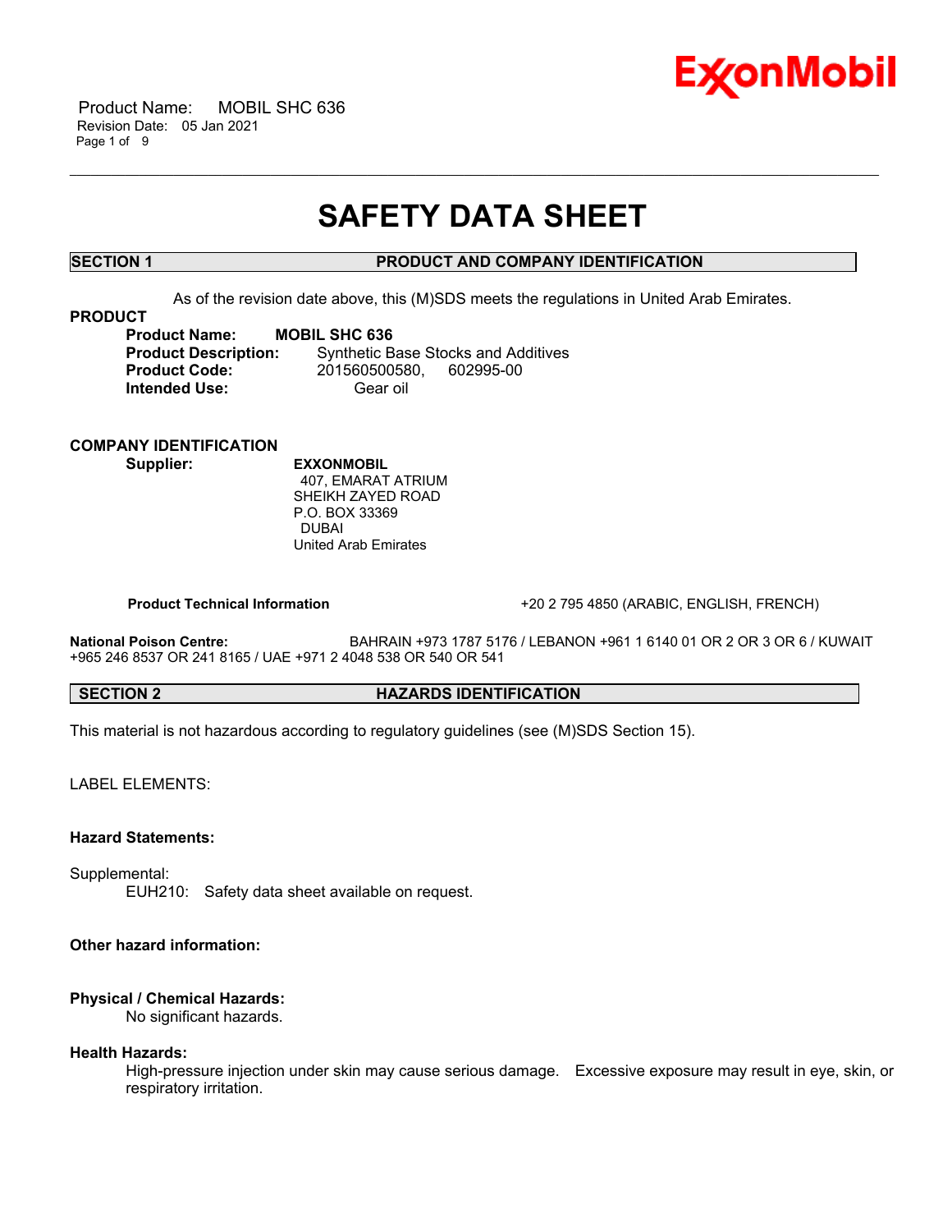# SAFETY DATA SHEET

## SECTION 1 PRODUCT AND COMPANY IDENTIFICATION

As of the revision date above, this (M)SDS meets the regulations in United Arab Emirates.

**PRODUCT**

**Product Name:** **MOBIL SHC 636**
**Product Description:** Synthetic Base Stocks and Additives
**Product Code:** 201560500580, 602995-00
**Intended Use:** Gear oil

**COMPANY IDENTIFICATION**

**Supplier:** **EXXONMOBIL**
407, EMARAT ATRIUM
SHEIKH ZAYED ROAD
P.O. BOX 33369
DUBAI
United Arab Emirates

**Product Technical Information** +20 2 795 4850 (ARABIC, ENGLISH, FRENCH)

**National Poison Centre:** BAHRAIN +973 1787 5176 / LEBANON +961 1 6140 01 OR 2 OR 3 OR 6 / KUWAIT +965 246 8537 OR 241 8165 / UAE +971 2 4048 538 OR 540 OR 541

## SECTION 2 HAZARDS IDENTIFICATION

This material is not hazardous according to regulatory guidelines (see (M)SDS Section 15).

LABEL ELEMENTS:

**Hazard Statements:**

Supplemental:
EUH210: Safety data sheet available on request.

**Other hazard information:**

**Physical / Chemical Hazards:**
No significant hazards.

**Health Hazards:**
High-pressure injection under skin may cause serious damage. Excessive exposure may result in eye, skin, or respiratory irritation.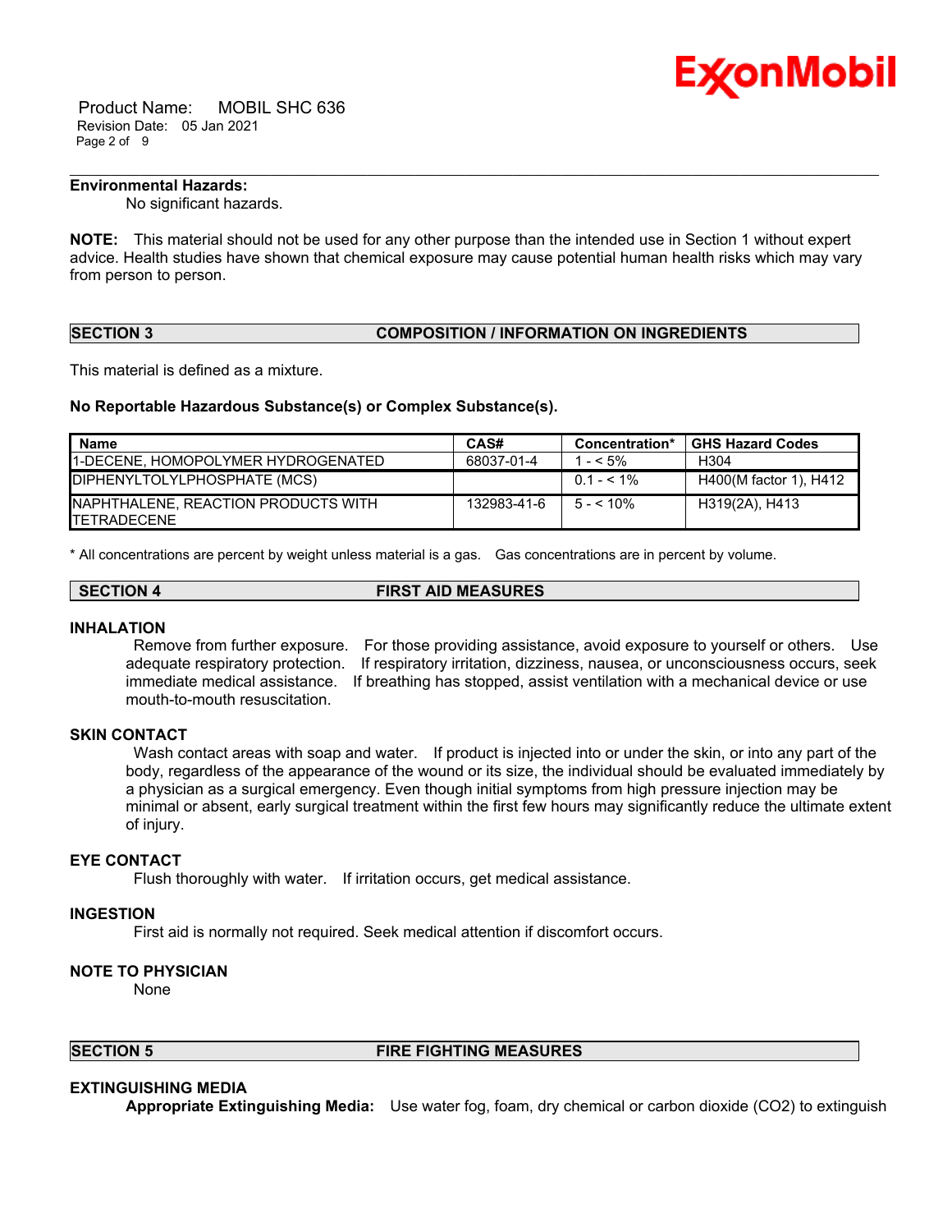**Environmental Hazards:**

No significant hazards.

**NOTE:** This material should not be used for any other purpose than the intended use in Section 1 without expert advice. Health studies have shown that chemical exposure may cause potential human health risks which may vary from person to person.

## SECTION 3 COMPOSITION / INFORMATION ON INGREDIENTS

This material is defined as a mixture.

**No Reportable Hazardous Substance(s) or Complex Substance(s).**

| Name | CAS# | Concentration* | GHS Hazard Codes |
|---|---|---|---|
| 1-DECENE, HOMOPOLYMER HYDROGENATED | 68037-01-4 | 1 - < 5% | H304 |
| DIPHENYLTOLYLPHOSPHATE (MCS) | | 0.1 - < 1% | H400(M factor 1), H412 |
| NAPHTHALENE, REACTION PRODUCTS WITH TETRADECENE | 132983-41-6 | 5 - < 10% | H319(2A), H413 |

\* All concentrations are percent by weight unless material is a gas. Gas concentrations are in percent by volume.

## SECTION 4 FIRST AID MEASURES

### INHALATION

Remove from further exposure. For those providing assistance, avoid exposure to yourself or others. Use adequate respiratory protection. If respiratory irritation, dizziness, nausea, or unconsciousness occurs, seek immediate medical assistance. If breathing has stopped, assist ventilation with a mechanical device or use mouth-to-mouth resuscitation.

### SKIN CONTACT

Wash contact areas with soap and water. If product is injected into or under the skin, or into any part of the body, regardless of the appearance of the wound or its size, the individual should be evaluated immediately by a physician as a surgical emergency. Even though initial symptoms from high pressure injection may be minimal or absent, early surgical treatment within the first few hours may significantly reduce the ultimate extent of injury.

### EYE CONTACT

Flush thoroughly with water. If irritation occurs, get medical assistance.

### INGESTION

First aid is normally not required. Seek medical attention if discomfort occurs.

### NOTE TO PHYSICIAN

None

## SECTION 5 FIRE FIGHTING MEASURES

### EXTINGUISHING MEDIA

**Appropriate Extinguishing Media:** Use water fog, foam, dry chemical or carbon dioxide ($CO_2$) to extinguish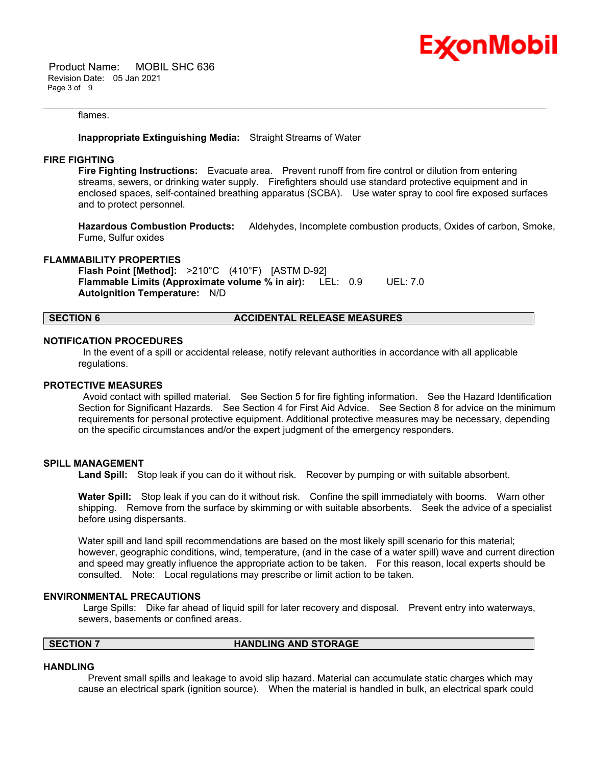flames.

**Inappropriate Extinguishing Media:** Straight Streams of Water

### FIRE FIGHTING

**Fire Fighting Instructions:** Evacuate area. Prevent runoff from fire control or dilution from entering streams, sewers, or drinking water supply. Firefighters should use standard protective equipment and in enclosed spaces, self-contained breathing apparatus (SCBA). Use water spray to cool fire exposed surfaces and to protect personnel.

**Hazardous Combustion Products:** Aldehydes, Incomplete combustion products, Oxides of carbon, Smoke, Fume, Sulfur oxides

### FLAMMABILITY PROPERTIES

**Flash Point [Method]:** >210°C (410°F) [ASTM D-92]
**Flammable Limits (Approximate volume % in air):** LEL: 0.9 UEL: 7.0
**Autoignition Temperature:** N/D

## SECTION 6 ACCIDENTAL RELEASE MEASURES

### NOTIFICATION PROCEDURES

In the event of a spill or accidental release, notify relevant authorities in accordance with all applicable regulations.

### PROTECTIVE MEASURES

Avoid contact with spilled material. See Section 5 for fire fighting information. See the Hazard Identification Section for Significant Hazards. See Section 4 for First Aid Advice. See Section 8 for advice on the minimum requirements for personal protective equipment. Additional protective measures may be necessary, depending on the specific circumstances and/or the expert judgment of the emergency responders.

### SPILL MANAGEMENT

**Land Spill:** Stop leak if you can do it without risk. Recover by pumping or with suitable absorbent.

**Water Spill:** Stop leak if you can do it without risk. Confine the spill immediately with booms. Warn other shipping. Remove from the surface by skimming or with suitable absorbents. Seek the advice of a specialist before using dispersants.

Water spill and land spill recommendations are based on the most likely spill scenario for this material; however, geographic conditions, wind, temperature, (and in the case of a water spill) wave and current direction and speed may greatly influence the appropriate action to be taken. For this reason, local experts should be consulted. Note: Local regulations may prescribe or limit action to be taken.

### ENVIRONMENTAL PRECAUTIONS

Large Spills: Dike far ahead of liquid spill for later recovery and disposal. Prevent entry into waterways, sewers, basements or confined areas.

## SECTION 7 HANDLING AND STORAGE

### HANDLING

Prevent small spills and leakage to avoid slip hazard. Material can accumulate static charges which may cause an electrical spark (ignition source). When the material is handled in bulk, an electrical spark could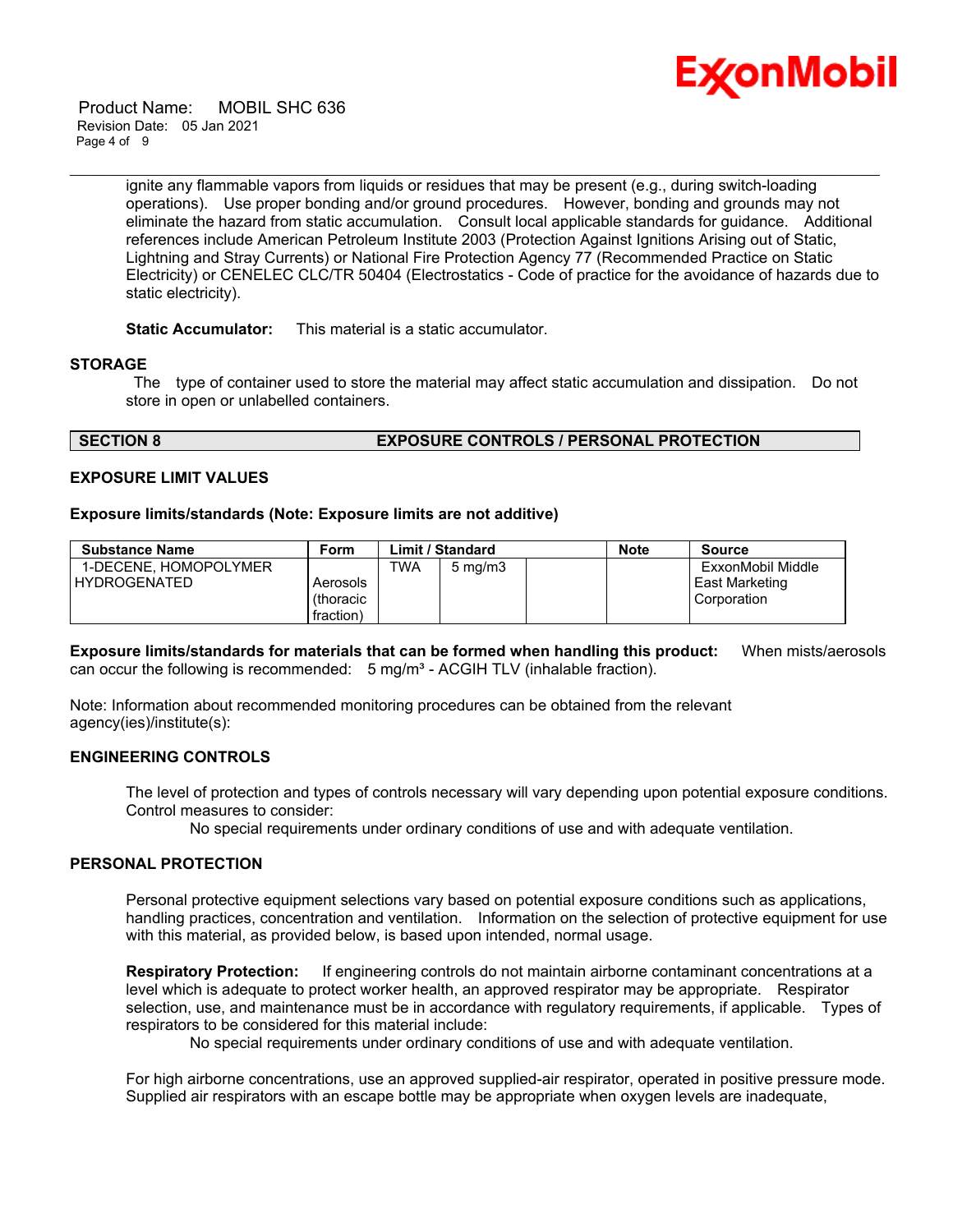ignite any flammable vapors from liquids or residues that may be present (e.g., during switch-loading operations). Use proper bonding and/or ground procedures. However, bonding and grounds may not eliminate the hazard from static accumulation. Consult local applicable standards for guidance. Additional references include American Petroleum Institute 2003 (Protection Against Ignitions Arising out of Static, Lightning and Stray Currents) or National Fire Protection Agency 77 (Recommended Practice on Static Electricity) or CENELEC CLC/TR 50404 (Electrostatics - Code of practice for the avoidance of hazards due to static electricity).

**Static Accumulator:** This material is a static accumulator.

### STORAGE

The type of container used to store the material may affect static accumulation and dissipation. Do not store in open or unlabelled containers.

## SECTION 8 EXPOSURE CONTROLS / PERSONAL PROTECTION

### EXPOSURE LIMIT VALUES

**Exposure limits/standards (Note: Exposure limits are not additive)**

| Substance Name | Form | Limit / Standard | | | Note | Source |
|---|---|---|---|---|---|---|
| 1-DECENE, HOMOPOLYMER HYDROGENATED | Aerosols (thoracic fraction) | TWA | 5 mg/m3 | | | ExxonMobil Middle East Marketing Corporation |

**Exposure limits/standards for materials that can be formed when handling this product:** When mists/aerosols can occur the following is recommended: 5 mg/m³ - ACGIH TLV (inhalable fraction).

Note: Information about recommended monitoring procedures can be obtained from the relevant agency(ies)/institute(s):

### ENGINEERING CONTROLS

The level of protection and types of controls necessary will vary depending upon potential exposure conditions. Control measures to consider:

No special requirements under ordinary conditions of use and with adequate ventilation.

### PERSONAL PROTECTION

Personal protective equipment selections vary based on potential exposure conditions such as applications, handling practices, concentration and ventilation. Information on the selection of protective equipment for use with this material, as provided below, is based upon intended, normal usage.

**Respiratory Protection:** If engineering controls do not maintain airborne contaminant concentrations at a level which is adequate to protect worker health, an approved respirator may be appropriate. Respirator selection, use, and maintenance must be in accordance with regulatory requirements, if applicable. Types of respirators to be considered for this material include:

No special requirements under ordinary conditions of use and with adequate ventilation.

For high airborne concentrations, use an approved supplied-air respirator, operated in positive pressure mode. Supplied air respirators with an escape bottle may be appropriate when oxygen levels are inadequate,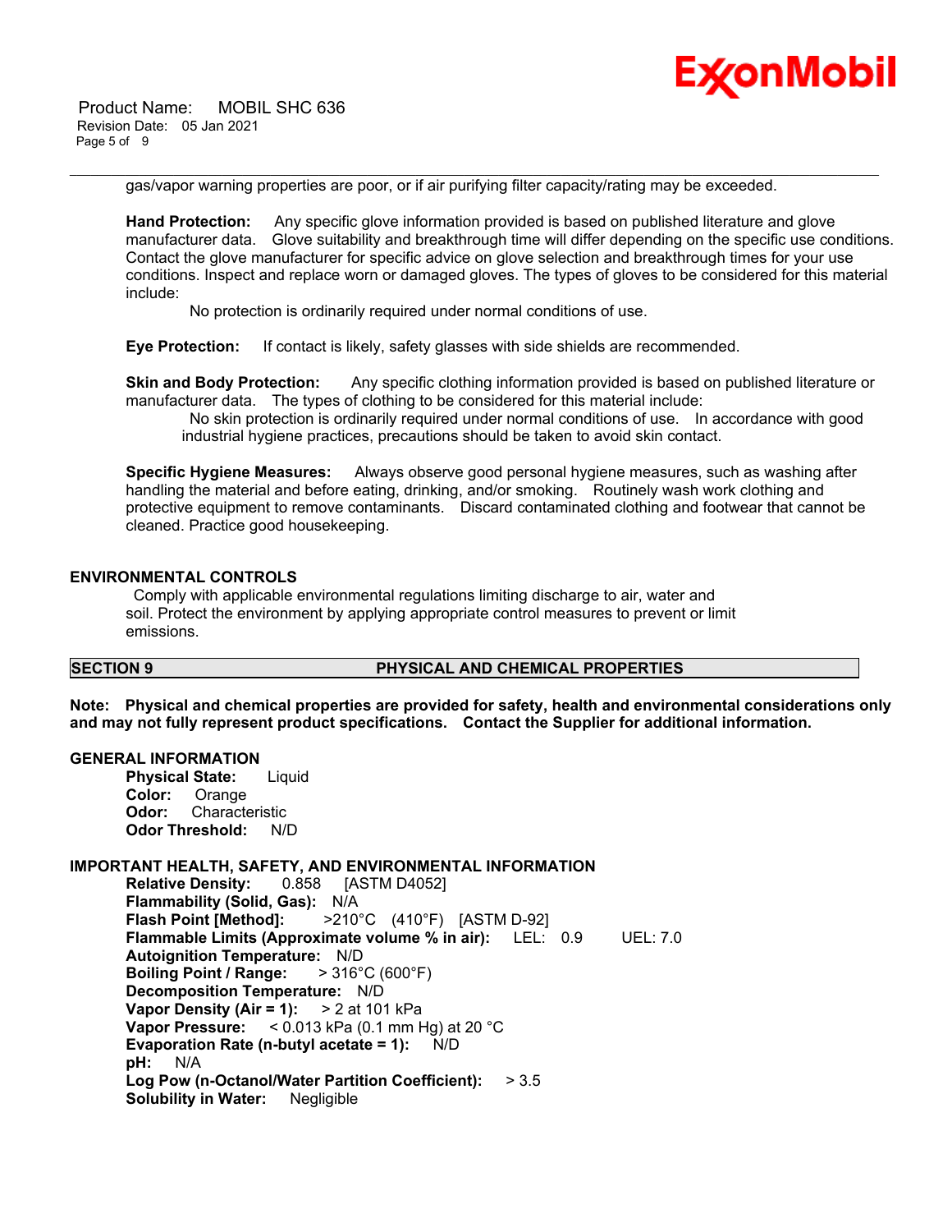gas/vapor warning properties are poor, or if air purifying filter capacity/rating may be exceeded.

**Hand Protection:** Any specific glove information provided is based on published literature and glove manufacturer data. Glove suitability and breakthrough time will differ depending on the specific use conditions. Contact the glove manufacturer for specific advice on glove selection and breakthrough times for your use conditions. Inspect and replace worn or damaged gloves. The types of gloves to be considered for this material include:

No protection is ordinarily required under normal conditions of use.

**Eye Protection:** If contact is likely, safety glasses with side shields are recommended.

**Skin and Body Protection:** Any specific clothing information provided is based on published literature or manufacturer data. The types of clothing to be considered for this material include:

No skin protection is ordinarily required under normal conditions of use. In accordance with good industrial hygiene practices, precautions should be taken to avoid skin contact.

**Specific Hygiene Measures:** Always observe good personal hygiene measures, such as washing after handling the material and before eating, drinking, and/or smoking. Routinely wash work clothing and protective equipment to remove contaminants. Discard contaminated clothing and footwear that cannot be cleaned. Practice good housekeeping.

### ENVIRONMENTAL CONTROLS

Comply with applicable environmental regulations limiting discharge to air, water and soil. Protect the environment by applying appropriate control measures to prevent or limit emissions.

## SECTION 9 PHYSICAL AND CHEMICAL PROPERTIES

**Note: Physical and chemical properties are provided for safety, health and environmental considerations only and may not fully represent product specifications. Contact the Supplier for additional information.**

### GENERAL INFORMATION

**Physical State:** Liquid
**Color:** Orange
**Odor:** Characteristic
**Odor Threshold:** N/D

### IMPORTANT HEALTH, SAFETY, AND ENVIRONMENTAL INFORMATION

**Relative Density:** 0.858 [ASTM D4052]
**Flammability (Solid, Gas):** N/A
**Flash Point [Method]:** >210°C (410°F) [ASTM D-92]
**Flammable Limits (Approximate volume % in air):** LEL: 0.9 UEL: 7.0
**Autoignition Temperature:** N/D
**Boiling Point / Range:** > 316°C (600°F)
**Decomposition Temperature:** N/D
**Vapor Density (Air = 1):** > 2 at 101 kPa
**Vapor Pressure:** < 0.013 kPa (0.1 mm Hg) at 20 °C
**Evaporation Rate (n-butyl acetate = 1):** N/D
**pH:** N/A
**Log Pow (n-Octanol/Water Partition Coefficient):** > 3.5
**Solubility in Water:** Negligible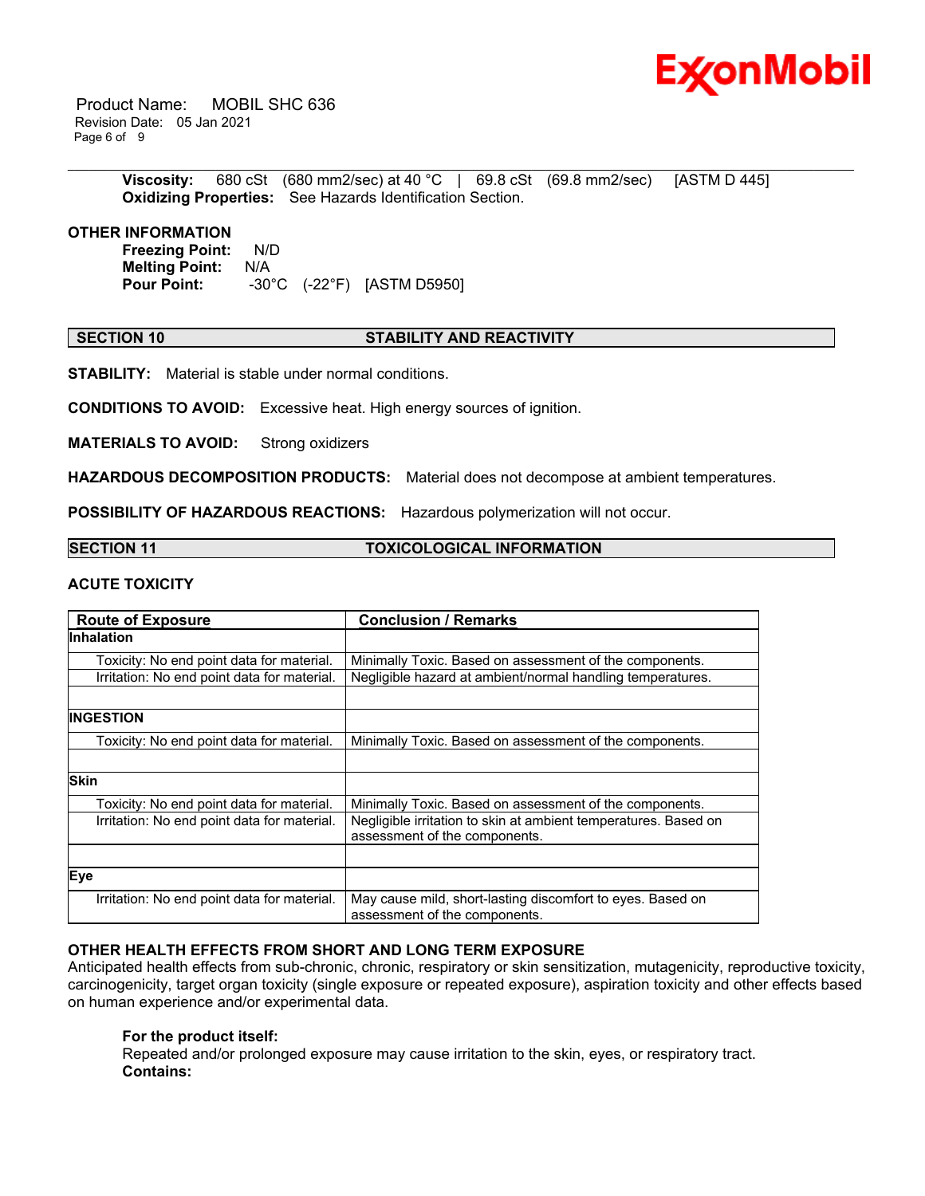**Viscosity:** 680 cSt (680 mm2/sec) at 40 °C | 69.8 cSt (69.8 mm2/sec) [ASTM D 445]
**Oxidizing Properties:** See Hazards Identification Section.

**OTHER INFORMATION**

**Freezing Point:** N/D
**Melting Point:** N/A
**Pour Point:** -30°C (-22°F) [ASTM D5950]

## SECTION 10 STABILITY AND REACTIVITY

**STABILITY:** Material is stable under normal conditions.

**CONDITIONS TO AVOID:** Excessive heat. High energy sources of ignition.

**MATERIALS TO AVOID:** Strong oxidizers

**HAZARDOUS DECOMPOSITION PRODUCTS:** Material does not decompose at ambient temperatures.

**POSSIBILITY OF HAZARDOUS REACTIONS:** Hazardous polymerization will not occur.

## SECTION 11 TOXICOLOGICAL INFORMATION

### ACUTE TOXICITY

| Route of Exposure | Conclusion / Remarks |
|---|---|
| **Inhalation** | |
| Toxicity: No end point data for material. | Minimally Toxic. Based on assessment of the components. |
| Irritation: No end point data for material. | Negligible hazard at ambient/normal handling temperatures. |
| | |
| **INGESTION** | |
| Toxicity: No end point data for material. | Minimally Toxic. Based on assessment of the components. |
| | |
| **Skin** | |
| Toxicity: No end point data for material. | Minimally Toxic. Based on assessment of the components. |
| Irritation: No end point data for material. | Negligible irritation to skin at ambient temperatures. Based on assessment of the components. |
| | |
| **Eye** | |
| Irritation: No end point data for material. | May cause mild, short-lasting discomfort to eyes. Based on assessment of the components. |

### OTHER HEALTH EFFECTS FROM SHORT AND LONG TERM EXPOSURE

Anticipated health effects from sub-chronic, chronic, respiratory or skin sensitization, mutagenicity, reproductive toxicity, carcinogenicity, target organ toxicity (single exposure or repeated exposure), aspiration toxicity and other effects based on human experience and/or experimental data.

**For the product itself:**
Repeated and/or prolonged exposure may cause irritation to the skin, eyes, or respiratory tract.
**Contains:**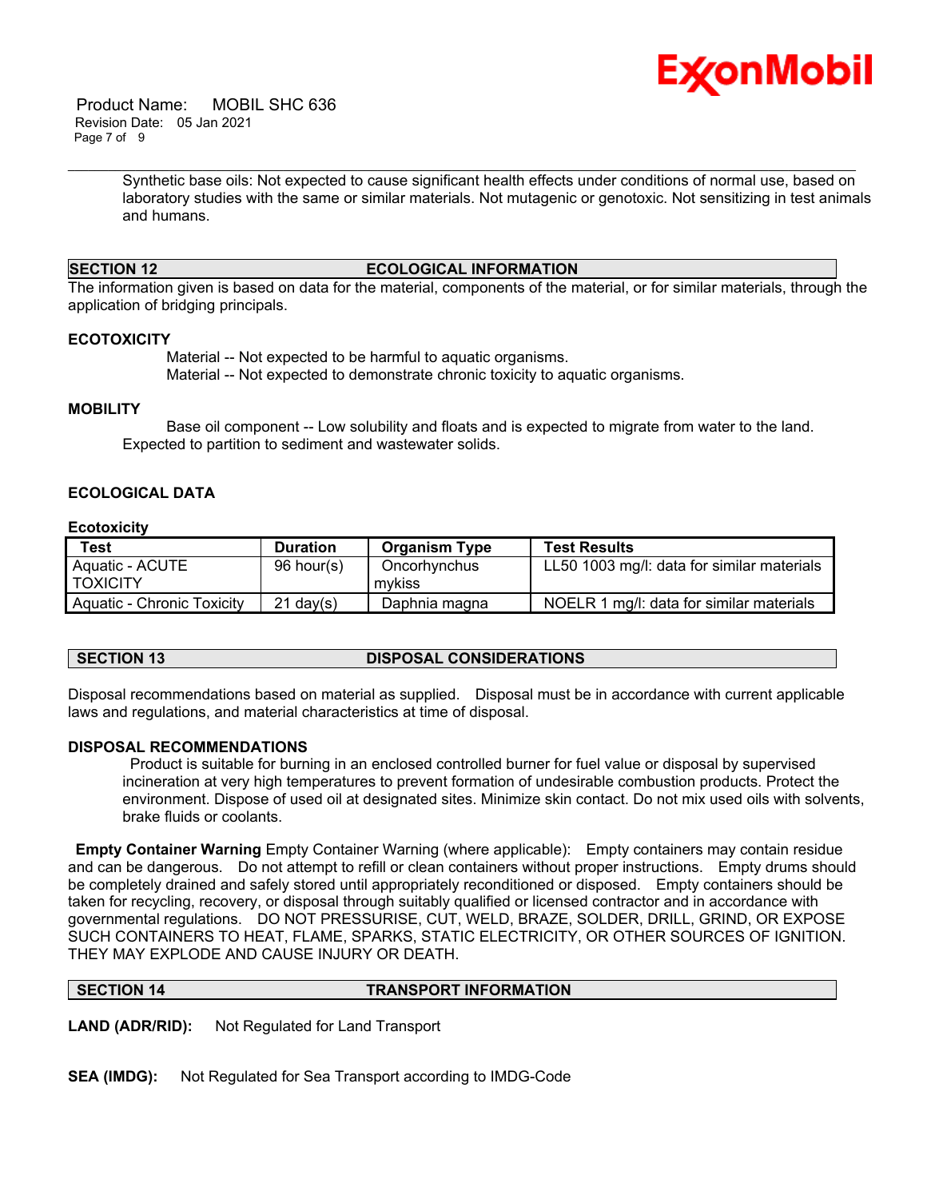Synthetic base oils: Not expected to cause significant health effects under conditions of normal use, based on laboratory studies with the same or similar materials. Not mutagenic or genotoxic. Not sensitizing in test animals and humans.

## SECTION 12 ECOLOGICAL INFORMATION

The information given is based on data for the material, components of the material, or for similar materials, through the application of bridging principals.

### ECOTOXICITY

Material -- Not expected to be harmful to aquatic organisms.
Material -- Not expected to demonstrate chronic toxicity to aquatic organisms.

### MOBILITY

Base oil component -- Low solubility and floats and is expected to migrate from water to the land. Expected to partition to sediment and wastewater solids.

### ECOLOGICAL DATA

**Ecotoxicity**

| Test | Duration | Organism Type | Test Results |
|---|---|---|---|
| Aquatic - ACUTE TOXICITY | 96 hour(s) | Oncorhynchus mykiss | LL50 1003 mg/l: data for similar materials |
| Aquatic - Chronic Toxicity | 21 day(s) | Daphnia magna | NOELR 1 mg/l: data for similar materials |

## SECTION 13 DISPOSAL CONSIDERATIONS

Disposal recommendations based on material as supplied. Disposal must be in accordance with current applicable laws and regulations, and material characteristics at time of disposal.

### DISPOSAL RECOMMENDATIONS

Product is suitable for burning in an enclosed controlled burner for fuel value or disposal by supervised incineration at very high temperatures to prevent formation of undesirable combustion products. Protect the environment. Dispose of used oil at designated sites. Minimize skin contact. Do not mix used oils with solvents, brake fluids or coolants.

**Empty Container Warning** Empty Container Warning (where applicable): Empty containers may contain residue and can be dangerous. Do not attempt to refill or clean containers without proper instructions. Empty drums should be completely drained and safely stored until appropriately reconditioned or disposed. Empty containers should be taken for recycling, recovery, or disposal through suitably qualified or licensed contractor and in accordance with governmental regulations. DO NOT PRESSURISE, CUT, WELD, BRAZE, SOLDER, DRILL, GRIND, OR EXPOSE SUCH CONTAINERS TO HEAT, FLAME, SPARKS, STATIC ELECTRICITY, OR OTHER SOURCES OF IGNITION. THEY MAY EXPLODE AND CAUSE INJURY OR DEATH.

## SECTION 14 TRANSPORT INFORMATION

**LAND (ADR/RID):** Not Regulated for Land Transport

**SEA (IMDG):** Not Regulated for Sea Transport according to IMDG-Code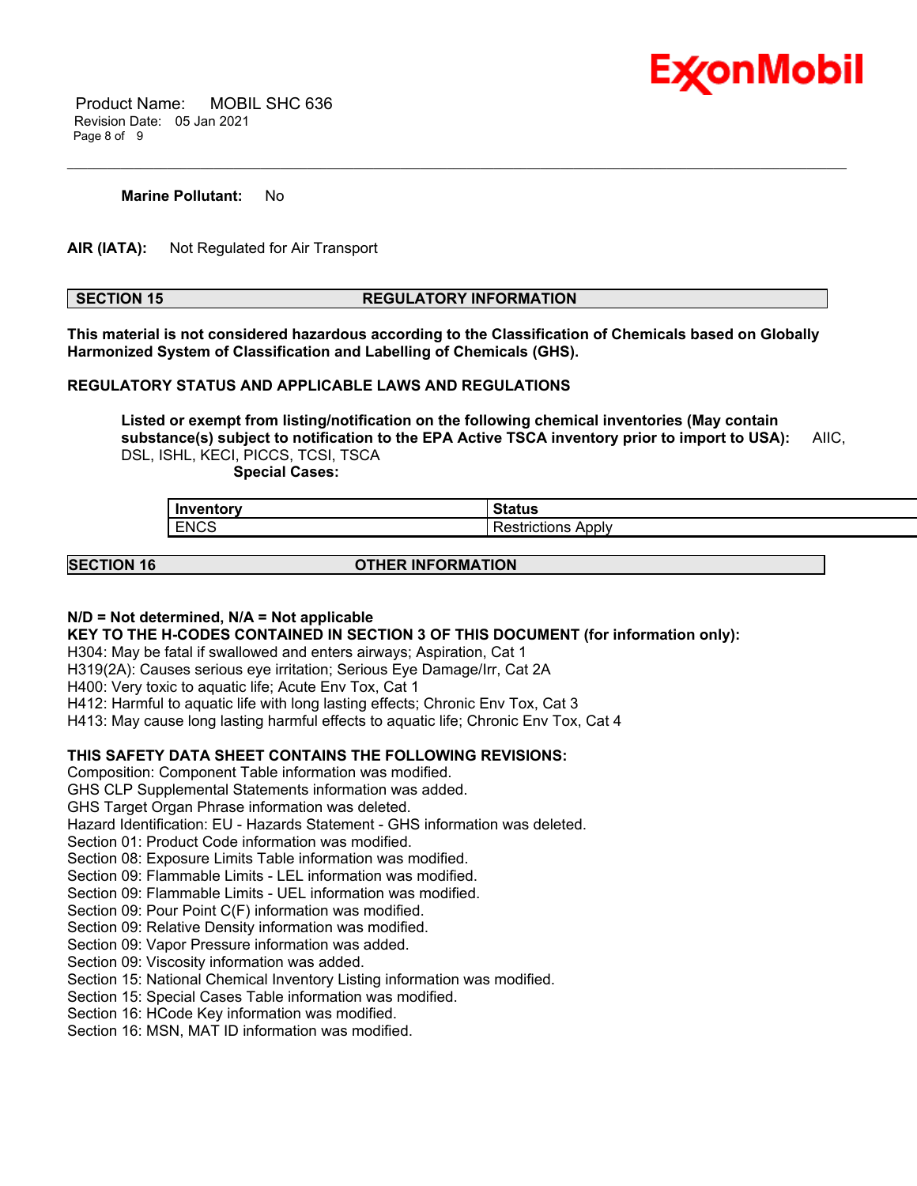**Marine Pollutant:** No

**AIR (IATA):** Not Regulated for Air Transport

## SECTION 15 REGULATORY INFORMATION

**This material is not considered hazardous according to the Classification of Chemicals based on Globally Harmonized System of Classification and Labelling of Chemicals (GHS).**

**REGULATORY STATUS AND APPLICABLE LAWS AND REGULATIONS**

**Listed or exempt from listing/notification on the following chemical inventories (May contain substance(s) subject to notification to the EPA Active TSCA inventory prior to import to USA):** AIIC, DSL, ISHL, KECI, PICCS, TCSI, TSCA

**Special Cases:**

| Inventory | Status |
|---|---|
| ENCS | Restrictions Apply |

## SECTION 16 OTHER INFORMATION

**N/D = Not determined, N/A = Not applicable**

**KEY TO THE H-CODES CONTAINED IN SECTION 3 OF THIS DOCUMENT (for information only):**

H304: May be fatal if swallowed and enters airways; Aspiration, Cat 1
H319(2A): Causes serious eye irritation; Serious Eye Damage/Irr, Cat 2A
H400: Very toxic to aquatic life; Acute Env Tox, Cat 1
H412: Harmful to aquatic life with long lasting effects; Chronic Env Tox, Cat 3
H413: May cause long lasting harmful effects to aquatic life; Chronic Env Tox, Cat 4

**THIS SAFETY DATA SHEET CONTAINS THE FOLLOWING REVISIONS:**

Composition: Component Table information was modified.
GHS CLP Supplemental Statements information was added.
GHS Target Organ Phrase information was deleted.
Hazard Identification: EU - Hazards Statement - GHS information was deleted.
Section 01: Product Code information was modified.
Section 08: Exposure Limits Table information was modified.
Section 09: Flammable Limits - LEL information was modified.
Section 09: Flammable Limits - UEL information was modified.
Section 09: Pour Point C(F) information was modified.
Section 09: Relative Density information was modified.
Section 09: Vapor Pressure information was added.
Section 09: Viscosity information was added.
Section 15: National Chemical Inventory Listing information was modified.
Section 15: Special Cases Table information was modified.
Section 16: HCode Key information was modified.
Section 16: MSN, MAT ID information was modified.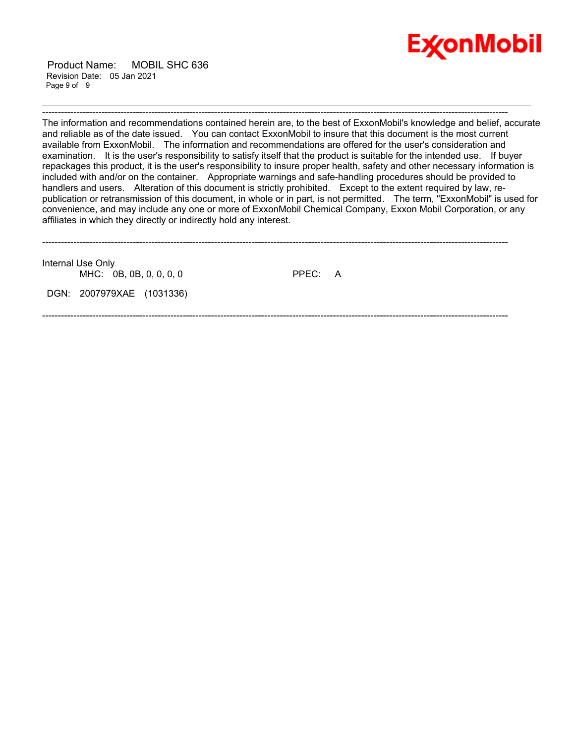---

The information and recommendations contained herein are, to the best of ExxonMobil's knowledge and belief, accurate and reliable as of the date issued. You can contact ExxonMobil to insure that this document is the most current available from ExxonMobil. The information and recommendations are offered for the user's consideration and examination. It is the user's responsibility to satisfy itself that the product is suitable for the intended use. If buyer repackages this product, it is the user's responsibility to insure proper health, safety and other necessary information is included with and/or on the container. Appropriate warnings and safe-handling procedures should be provided to handlers and users. Alteration of this document is strictly prohibited. Except to the extent required by law, re-publication or retransmission of this document, in whole or in part, is not permitted. The term, "ExxonMobil" is used for convenience, and may include any one or more of ExxonMobil Chemical Company, Exxon Mobil Corporation, or any affiliates in which they directly or indirectly hold any interest.

---

Internal Use Only

MHC: 0B, 0B, 0, 0, 0, 0 PPEC: A

DGN: 2007979XAE (1031336)

---